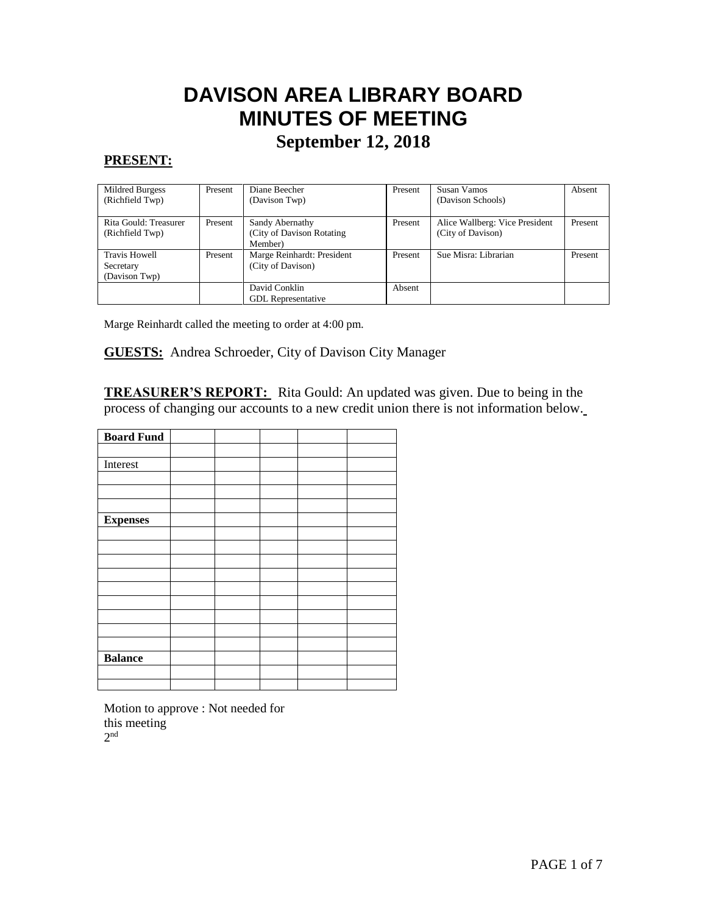# DAVISON AREA LIBRARY BOARD
# MINUTES OF MEETING
## September 12, 2018

**PRESENT:**

| | | | | | |
|---|---|---|---|---|---|
| Mildred Burgess (Richfield Twp) | Present | Diane Beecher (Davison Twp) | Present | Susan Vamos (Davison Schools) | Absent |
| Rita Gould: Treasurer (Richfield Twp) | Present | Sandy Abernathy (City of Davison Rotating Member) | Present | Alice Wallberg: Vice President (City of Davison) | Present |
| Travis Howell Secretary (Davison Twp) | Present | Marge Reinhardt: President (City of Davison) | Present | Sue Misra: Librarian | Present |
| | | David Conklin GDL Representative | Absent | | |

Marge Reinhardt called the meeting to order at 4:00 pm.

**GUESTS:** Andrea Schroeder, City of Davison City Manager

**TREASURER'S REPORT:** Rita Gould: An updated was given. Due to being in the process of changing our accounts to a new credit union there is not information below.

| **Board Fund** | | | | | |
|---|---|---|---|---|---|
| | | | | | |
| Interest | | | | | |
| | | | | | |
| | | | | | |
| | | | | | |
| **Expenses** | | | | | |
| | | | | | |
| | | | | | |
| | | | | | |
| | | | | | |
| | | | | | |
| | | | | | |
| | | | | | |
| | | | | | |
| | | | | | |
| **Balance** | | | | | |
| | | | | | |
| | | | | | |

Motion to approve : Not needed for this meeting
2nd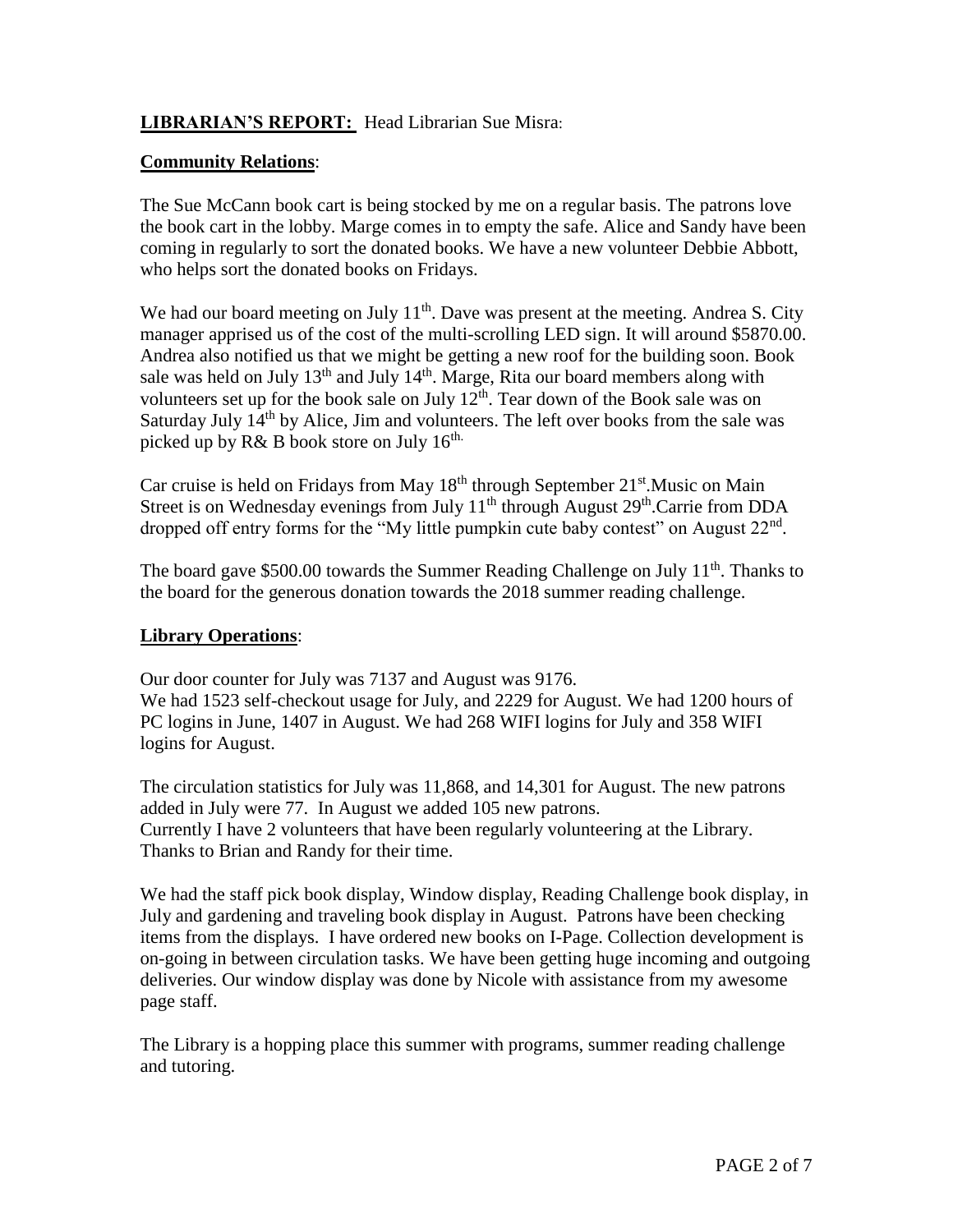**LIBRARIAN'S REPORT:** Head Librarian Sue Misra:

**Community Relations**:

The Sue McCann book cart is being stocked by me on a regular basis. The patrons love the book cart in the lobby. Marge comes in to empty the safe. Alice and Sandy have been coming in regularly to sort the donated books. We have a new volunteer Debbie Abbott, who helps sort the donated books on Fridays.

We had our board meeting on July 11th. Dave was present at the meeting. Andrea S. City manager apprised us of the cost of the multi-scrolling LED sign. It will around $5870.00. Andrea also notified us that we might be getting a new roof for the building soon. Book sale was held on July 13th and July 14th. Marge, Rita our board members along with volunteers set up for the book sale on July 12th. Tear down of the Book sale was on Saturday July 14th by Alice, Jim and volunteers. The left over books from the sale was picked up by R& B book store on July 16th.

Car cruise is held on Fridays from May 18th through September 21st.Music on Main Street is on Wednesday evenings from July 11th through August 29th.Carrie from DDA dropped off entry forms for the "My little pumpkin cute baby contest" on August 22nd.

The board gave $500.00 towards the Summer Reading Challenge on July 11th. Thanks to the board for the generous donation towards the 2018 summer reading challenge.

**Library Operations**:

Our door counter for July was 7137 and August was 9176.
We had 1523 self-checkout usage for July, and 2229 for August. We had 1200 hours of PC logins in June, 1407 in August. We had 268 WIFI logins for July and 358 WIFI logins for August.

The circulation statistics for July was 11,868, and 14,301 for August. The new patrons added in July were 77. In August we added 105 new patrons.
Currently I have 2 volunteers that have been regularly volunteering at the Library. Thanks to Brian and Randy for their time.

We had the staff pick book display, Window display, Reading Challenge book display, in July and gardening and traveling book display in August. Patrons have been checking items from the displays. I have ordered new books on I-Page. Collection development is on-going in between circulation tasks. We have been getting huge incoming and outgoing deliveries. Our window display was done by Nicole with assistance from my awesome page staff.

The Library is a hopping place this summer with programs, summer reading challenge and tutoring.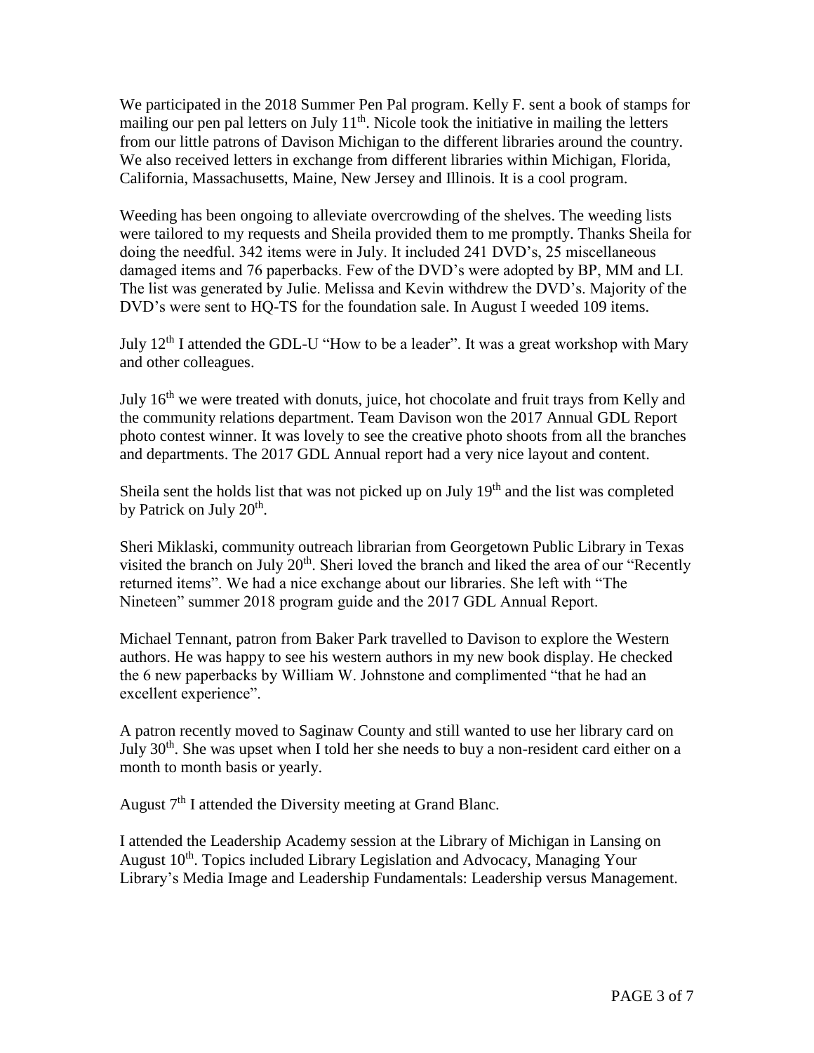We participated in the 2018 Summer Pen Pal program. Kelly F. sent a book of stamps for mailing our pen pal letters on July 11th. Nicole took the initiative in mailing the letters from our little patrons of Davison Michigan to the different libraries around the country. We also received letters in exchange from different libraries within Michigan, Florida, California, Massachusetts, Maine, New Jersey and Illinois. It is a cool program.

Weeding has been ongoing to alleviate overcrowding of the shelves. The weeding lists were tailored to my requests and Sheila provided them to me promptly. Thanks Sheila for doing the needful. 342 items were in July. It included 241 DVD's, 25 miscellaneous damaged items and 76 paperbacks. Few of the DVD's were adopted by BP, MM and LI. The list was generated by Julie. Melissa and Kevin withdrew the DVD's. Majority of the DVD's were sent to HQ-TS for the foundation sale. In August I weeded 109 items.

July 12th I attended the GDL-U "How to be a leader". It was a great workshop with Mary and other colleagues.

July 16th we were treated with donuts, juice, hot chocolate and fruit trays from Kelly and the community relations department. Team Davison won the 2017 Annual GDL Report photo contest winner. It was lovely to see the creative photo shoots from all the branches and departments. The 2017 GDL Annual report had a very nice layout and content.

Sheila sent the holds list that was not picked up on July 19th and the list was completed by Patrick on July 20th.

Sheri Miklaski, community outreach librarian from Georgetown Public Library in Texas visited the branch on July 20th. Sheri loved the branch and liked the area of our "Recently returned items". We had a nice exchange about our libraries. She left with "The Nineteen" summer 2018 program guide and the 2017 GDL Annual Report.

Michael Tennant, patron from Baker Park travelled to Davison to explore the Western authors. He was happy to see his western authors in my new book display. He checked the 6 new paperbacks by William W. Johnstone and complimented "that he had an excellent experience".

A patron recently moved to Saginaw County and still wanted to use her library card on July 30th. She was upset when I told her she needs to buy a non-resident card either on a month to month basis or yearly.

August 7th I attended the Diversity meeting at Grand Blanc.

I attended the Leadership Academy session at the Library of Michigan in Lansing on August 10th. Topics included Library Legislation and Advocacy, Managing Your Library's Media Image and Leadership Fundamentals: Leadership versus Management.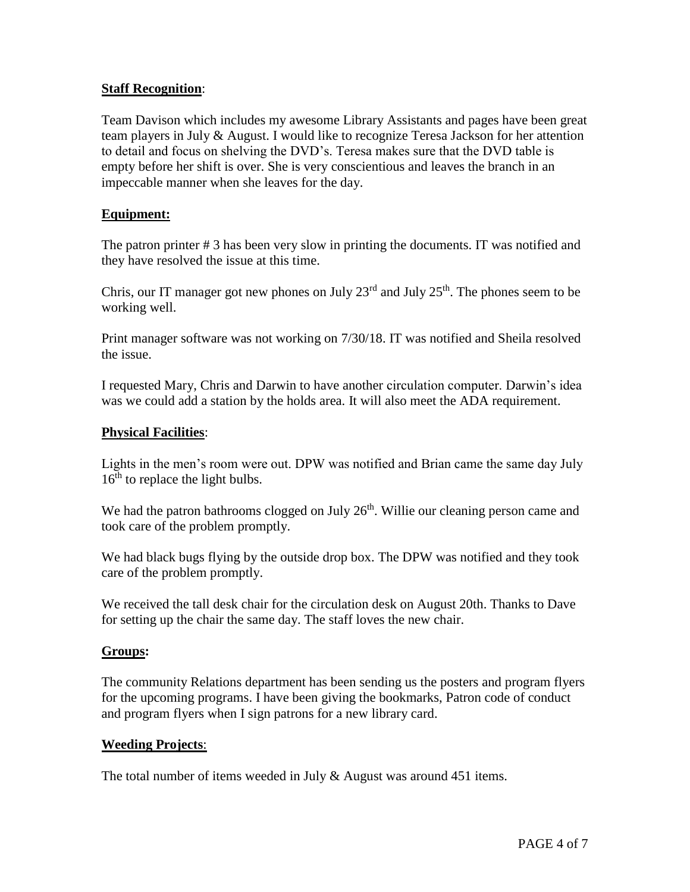**Staff Recognition**:

Team Davison which includes my awesome Library Assistants and pages have been great team players in July & August. I would like to recognize Teresa Jackson for her attention to detail and focus on shelving the DVD's. Teresa makes sure that the DVD table is empty before her shift is over. She is very conscientious and leaves the branch in an impeccable manner when she leaves for the day.

**Equipment:**

The patron printer # 3 has been very slow in printing the documents. IT was notified and they have resolved the issue at this time.

Chris, our IT manager got new phones on July 23rd and July 25th. The phones seem to be working well.

Print manager software was not working on 7/30/18. IT was notified and Sheila resolved the issue.

I requested Mary, Chris and Darwin to have another circulation computer. Darwin's idea was we could add a station by the holds area. It will also meet the ADA requirement.

**Physical Facilities**:

Lights in the men's room were out. DPW was notified and Brian came the same day July 16th to replace the light bulbs.

We had the patron bathrooms clogged on July 26th. Willie our cleaning person came and took care of the problem promptly.

We had black bugs flying by the outside drop box. The DPW was notified and they took care of the problem promptly.

We received the tall desk chair for the circulation desk on August 20th. Thanks to Dave for setting up the chair the same day. The staff loves the new chair.

**Groups:**

The community Relations department has been sending us the posters and program flyers for the upcoming programs. I have been giving the bookmarks, Patron code of conduct and program flyers when I sign patrons for a new library card.

**Weeding Projects**:

The total number of items weeded in July & August was around 451 items.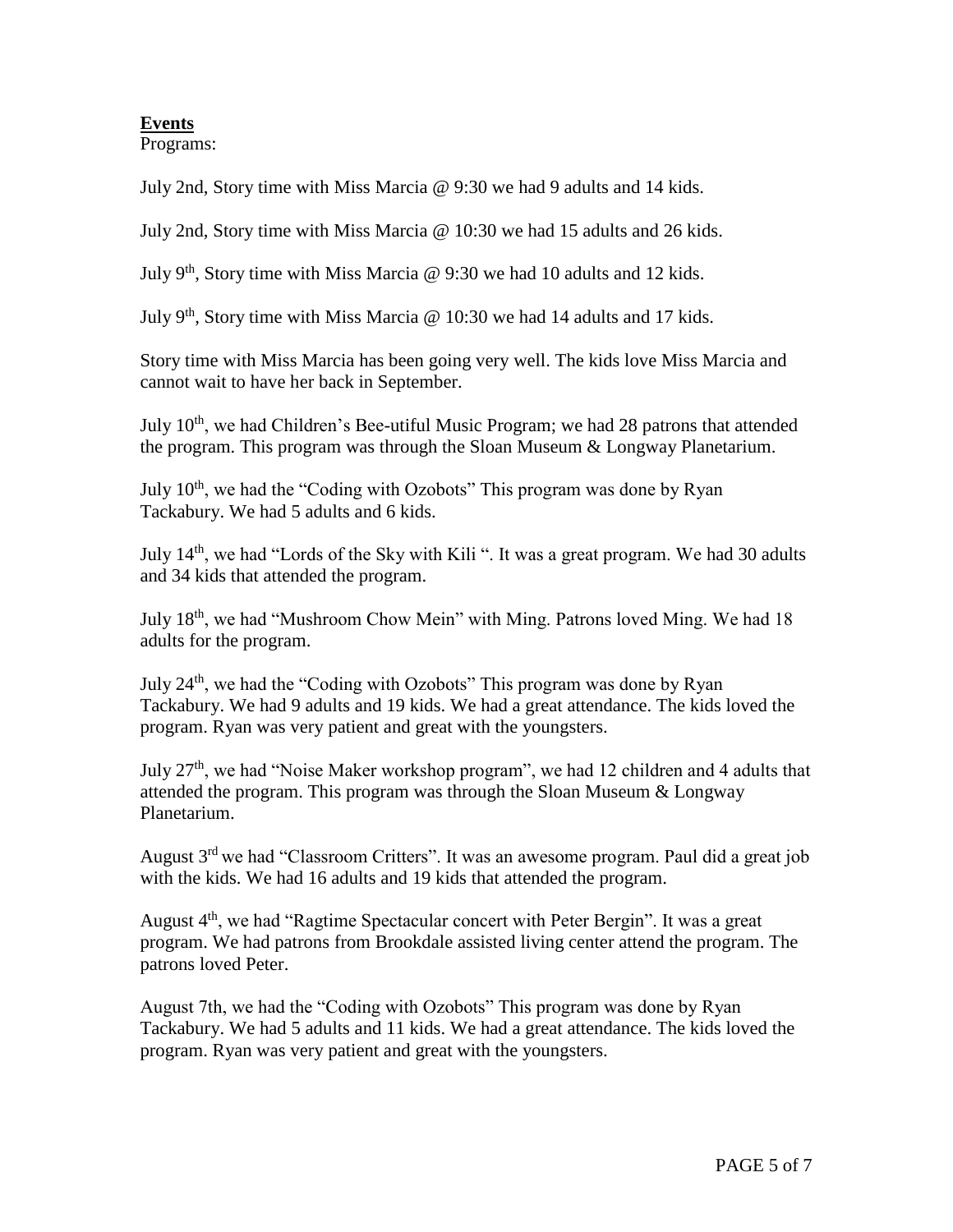**Events**

Programs:

July 2nd, Story time with Miss Marcia @ 9:30 we had 9 adults and 14 kids.

July 2nd, Story time with Miss Marcia @ 10:30 we had 15 adults and 26 kids.

July 9th, Story time with Miss Marcia @ 9:30 we had 10 adults and 12 kids.

July 9th, Story time with Miss Marcia @ 10:30 we had 14 adults and 17 kids.

Story time with Miss Marcia has been going very well. The kids love Miss Marcia and cannot wait to have her back in September.

July 10th, we had Children's Bee-utiful Music Program; we had 28 patrons that attended the program. This program was through the Sloan Museum & Longway Planetarium.

July 10th, we had the "Coding with Ozobots" This program was done by Ryan Tackabury. We had 5 adults and 6 kids.

July 14th, we had "Lords of the Sky with Kili ". It was a great program. We had 30 adults and 34 kids that attended the program.

July 18th, we had "Mushroom Chow Mein" with Ming. Patrons loved Ming. We had 18 adults for the program.

July 24th, we had the "Coding with Ozobots" This program was done by Ryan Tackabury. We had 9 adults and 19 kids. We had a great attendance. The kids loved the program. Ryan was very patient and great with the youngsters.

July 27th, we had "Noise Maker workshop program", we had 12 children and 4 adults that attended the program. This program was through the Sloan Museum & Longway Planetarium.

August 3rd we had "Classroom Critters". It was an awesome program. Paul did a great job with the kids. We had 16 adults and 19 kids that attended the program.

August 4th, we had "Ragtime Spectacular concert with Peter Bergin". It was a great program. We had patrons from Brookdale assisted living center attend the program. The patrons loved Peter.

August 7th, we had the "Coding with Ozobots" This program was done by Ryan Tackabury. We had 5 adults and 11 kids. We had a great attendance. The kids loved the program. Ryan was very patient and great with the youngsters.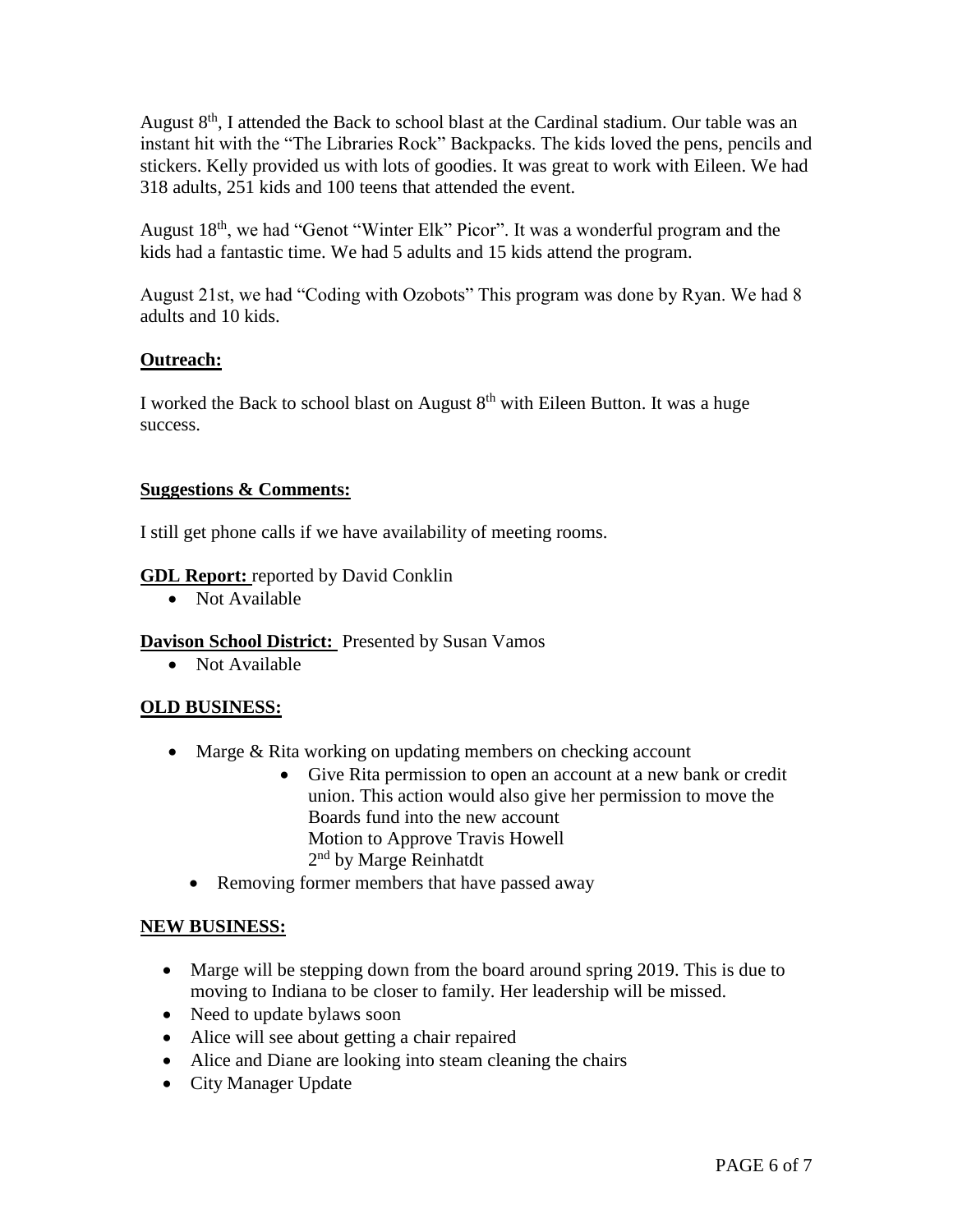August 8th, I attended the Back to school blast at the Cardinal stadium. Our table was an instant hit with the "The Libraries Rock" Backpacks. The kids loved the pens, pencils and stickers. Kelly provided us with lots of goodies. It was great to work with Eileen. We had 318 adults, 251 kids and 100 teens that attended the event.

August 18th, we had "Genot "Winter Elk" Picor". It was a wonderful program and the kids had a fantastic time. We had 5 adults and 15 kids attend the program.

August 21st, we had "Coding with Ozobots" This program was done by Ryan. We had 8 adults and 10 kids.

**Outreach:**

I worked the Back to school blast on August 8th with Eileen Button. It was a huge success.

**Suggestions & Comments:**

I still get phone calls if we have availability of meeting rooms.

**GDL Report:** reported by David Conklin

- Not Available

**Davison School District:** Presented by Susan Vamos

- Not Available

**OLD BUSINESS:**

- Marge & Rita working on updating members on checking account
  - Give Rita permission to open an account at a new bank or credit union. This action would also give her permission to move the Boards fund into the new account
    Motion to Approve Travis Howell
    2nd by Marge Reinhatdt
  - Removing former members that have passed away

**NEW BUSINESS:**

- Marge will be stepping down from the board around spring 2019. This is due to moving to Indiana to be closer to family. Her leadership will be missed.
- Need to update bylaws soon
- Alice will see about getting a chair repaired
- Alice and Diane are looking into steam cleaning the chairs
- City Manager Update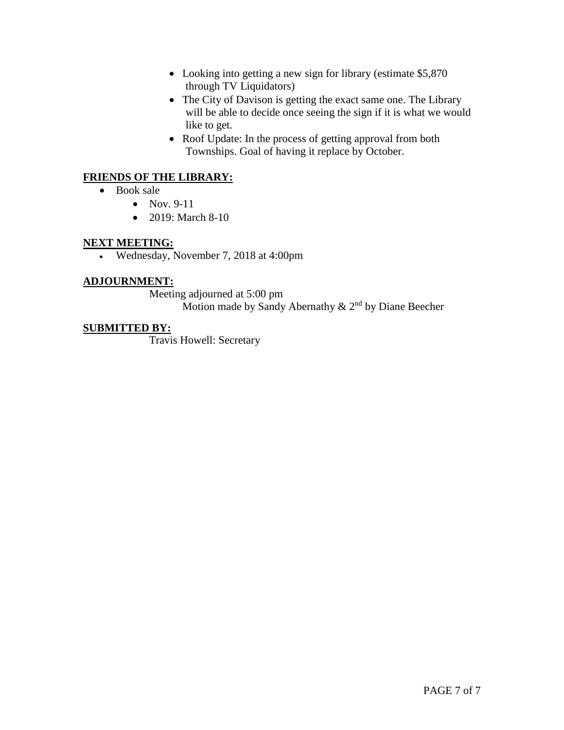- Looking into getting a new sign for library (estimate $5,870 through TV Liquidators)
- The City of Davison is getting the exact same one. The Library will be able to decide once seeing the sign if it is what we would like to get.
- Roof Update: In the process of getting approval from both Townships. Goal of having it replace by October.

**FRIENDS OF THE LIBRARY:**

- Book sale
  - Nov. 9-11
  - 2019: March 8-10

**NEXT MEETING:**

- Wednesday, November 7, 2018 at 4:00pm

**ADJOURNMENT:**

Meeting adjourned at 5:00 pm

Motion made by Sandy Abernathy & 2nd by Diane Beecher

**SUBMITTED BY:**

Travis Howell: Secretary